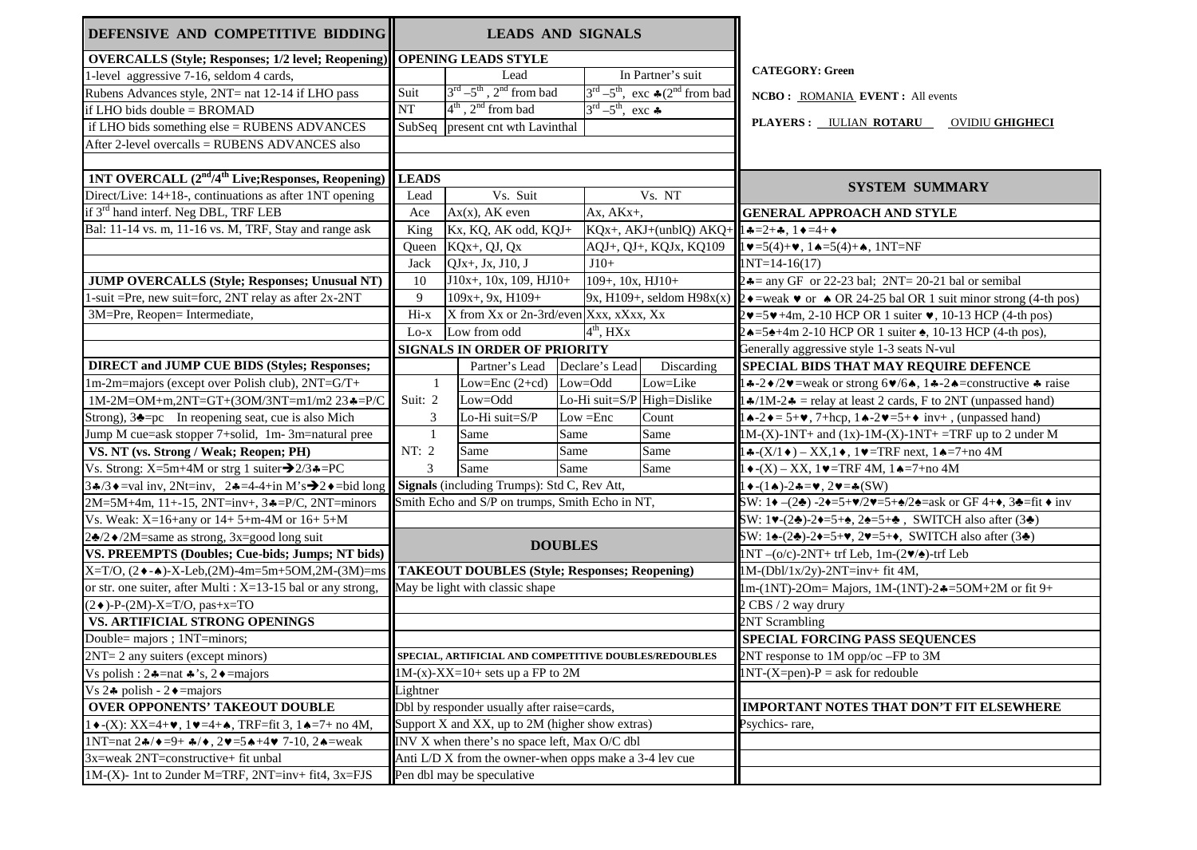## DEFENSIVE AND COMPETITIVE BIDDING

**OVERCALLS (Style; Responses; 1/2 level; Reopening)**

1-level aggressive 7-16, seldom 4 cards,
Rubens Advances style, 2NT= nat 12-14 if LHO pass
if LHO bids double = BROMAD
if LHO bids something else = RUBENS ADVANCES
After 2-level overcalls = RUBENS ADVANCES also

**1NT OVERCALL (2nd/4th Live;Responses, Reopening)**

Direct/Live: 14+18-, continuations as after 1NT opening
if 3rd hand interf. Neg DBL, TRF LEB
Bal: 11-14 vs. m, 11-16 vs. M, TRF, Stay and range ask

**JUMP OVERCALLS (Style; Responses; Unusual NT)**

1-suit =Pre, new suit=forc, 2NT relay as after 2x-2NT
3M=Pre, Reopen= Intermediate,

**DIRECT and JUMP CUE BIDS (Styles; Responses;**

1m-2m=majors (except over Polish club), 2NT=G/T+
1M-2M=OM+m,2NT=GT+(3OM/3NT=m1/m2 23♣=P/C
Strong), 3♣=pc In reopening seat, cue is also Mich
Jump M cue=ask stopper 7+solid, 1m- 3m=natural pree

**VS. NT (vs. Strong / Weak; Reopen; PH)**

Vs. Strong: X=5m+4M or strg 1 suiter→2/3♣=PC
3♣/3♦=val inv, 2Nt=inv, 2♣=4-4+in M's→2♦=bid long
2M=5M+4m, 11+-15, 2NT=inv+, 3♣=P/C, 2NT=minors
Vs. Weak: X=16+any or 14+ 5+m-4M or 16+ 5+M
2♣/2♦/2M=same as strong, 3x=good long suit

**VS. PREEMPTS (Doubles; Cue-bids; Jumps; NT bids)**

X=T/O, (2♦-♠)-X-Leb,(2M)-4m=5m+5OM,2M-(3M)=ms
or str. one suiter, after Multi : X=13-15 bal or any strong,
(2♦)-P-(2M)-X=T/O, pas+x=TO

**VS. ARTIFICIAL STRONG OPENINGS**

Double= majors ; 1NT=minors;
2NT= 2 any suiters (except minors)
Vs polish : 2♣=nat ♣'s, 2♦=majors
Vs 2♣ polish - 2♦=majors

**OVER OPPONENTS' TAKEOUT DOUBLE**

1♦-(X): XX=4+♥, 1♥=4+♠, TRF=fit 3, 1♠=7+ no 4M,
1NT=nat 2♣/♦=9+ ♣/♦, 2♥=5♠+4♥ 7-10, 2♠=weak
3x=weak 2NT=constructive+ fit unbal
1M-(X)- 1nt to 2under M=TRF, 2NT=inv+ fit4, 3x=FJS

## LEADS AND SIGNALS

**OPENING LEADS STYLE**

| | Lead | In Partner's suit |
|---|---|---|
| Suit | 3rd –5th, 2nd from bad | 3rd –5th, exc ♣(2nd from bad |
| NT | 4th, 2nd from bad | 3rd –5th, exc ♣ |
| SubSeq | present cnt wth Lavinthal | |

**LEADS**

| Lead | Vs. Suit | Vs. NT |
|---|---|---|
| Ace | Ax(x), AK even | Ax, AKx+, |
| King | Kx, KQ, AK odd, KQJ+ | KQx+, AKJ+(unblQ) AKQ+ |
| Queen | KQx+, QJ, Qx | AQJ+, QJ+, KQJx, KQ109 |
| Jack | QJx+, Jx, J10, J | J10+ |
| 10 | J10x+, 10x, 109, HJ10+ | 109+, 10x, HJ10+ |
| 9 | 109x+, 9x, H109+ | 9x, H109+, seldom H98x(x) |
| Hi-x | X from Xx or 2n-3rd/even | Xxx, xXxx, Xx |
| Lo-x | Low from odd | 4th, HXx |

**SIGNALS IN ORDER OF PRIORITY**

| | | Partner's Lead | Declare's Lead | Discarding |
|---|---|---|---|---|
| Suit: | 1 | Low=Enc (2+cd) | Low=Odd | Low=Like |
| | 2 | Low=Odd | Lo-Hi suit=S/P | High=Dislike |
| | 3 | Lo-Hi suit=S/P | Low =Enc | Count |
| NT: | 1 | Same | Same | Same |
| | 2 | Same | Same | Same |
| | 3 | Same | Same | Same |

**Signals** (including Trumps): Std C, Rev Att,
Smith Echo and S/P on trumps, Smith Echo in NT,

## DOUBLES

**TAKEOUT DOUBLES (Style; Responses; Reopening)**

May be light with classic shape

**SPECIAL, ARTIFICIAL AND COMPETITIVE DOUBLES/REDOUBLES**

1M-(x)-XX=10+ sets up a FP to 2M
Lightner
Dbl by responder usually after raise=cards,
Support X and XX, up to 2M (higher show extras)
INV X when there's no space left, Max O/C dbl
Anti L/D X from the owner-when opps make a 3-4 lev cue
Pen dbl may be speculative

---

**CATEGORY: Green**

**NCBO :** ROMANIA **EVENT :** All events

**PLAYERS :** IULIAN **ROTARU** OVIDIU **GHIGHECI**

## SYSTEM SUMMARY

**GENERAL APPROACH AND STYLE**

1♣=2+♣, 1♦=4+♦
1♥=5(4)+♥, 1♠=5(4)+♠, 1NT=NF
1NT=14-16(17)
2♣= any GF or 22-23 bal; 2NT= 20-21 bal or semibal
2♦=weak ♥ or ♠ OR 24-25 bal OR 1 suit minor strong (4-th pos)
2♥=5♥+4m, 2-10 HCP OR 1 suiter ♥, 10-13 HCP (4-th pos)
2♠=5♠+4m 2-10 HCP OR 1 suiter ♠, 10-13 HCP (4-th pos),
Generally aggressive style 1-3 seats N-vul

**SPECIAL BIDS THAT MAY REQUIRE DEFENCE**

1♣-2♦/2♥=weak or strong 6♥/6♠, 1♣-2♠=constructive ♣ raise
1♣/1M-2♣ = relay at least 2 cards, F to 2NT (unpassed hand)
1♠-2♦= 5+♥, 7+hcp, 1♠-2♥=5+♦ inv+ , (unpassed hand)
1M-(X)-1NT+ and (1x)-1M-(X)-1NT+ =TRF up to 2 under M
1♣-(X/1♦) – XX,1♦, 1♥=TRF next, 1♠=7+no 4M
1♦-(X) – XX, 1♥=TRF 4M, 1♠=7+no 4M
1♦-(1♠)-2♣=♥, 2♥=♣(SW)
SW: 1♦ –(2♣) -2♦=5+♥/2♥=5+♠/2♠=ask or GF 4+♦, 3♣=fit ♦ inv
SW: 1♥-(2♣)-2♦=5+♠, 2♠=5+♣ , SWITCH also after (3♣)
SW: 1♠-(2♣)-2♦=5+♥, 2♥=5+♦, SWITCH also after (3♣)
1NT –(o/c)-2NT+ trf Leb, 1m-(2♥/♠)-trf Leb
1M-(Dbl/1x/2y)-2NT=inv+ fit 4M,
1m-(1NT)-2Om= Majors, 1M-(1NT)-2♣=5OM+2M or fit 9+
2 CBS / 2 way drury
2NT Scrambling

**SPECIAL FORCING PASS SEQUENCES**

2NT response to 1M opp/oc –FP to 3M
1NT-(X=pen)-P = ask for redouble

**IMPORTANT NOTES THAT DON'T FIT ELSEWHERE**

Psychics- rare,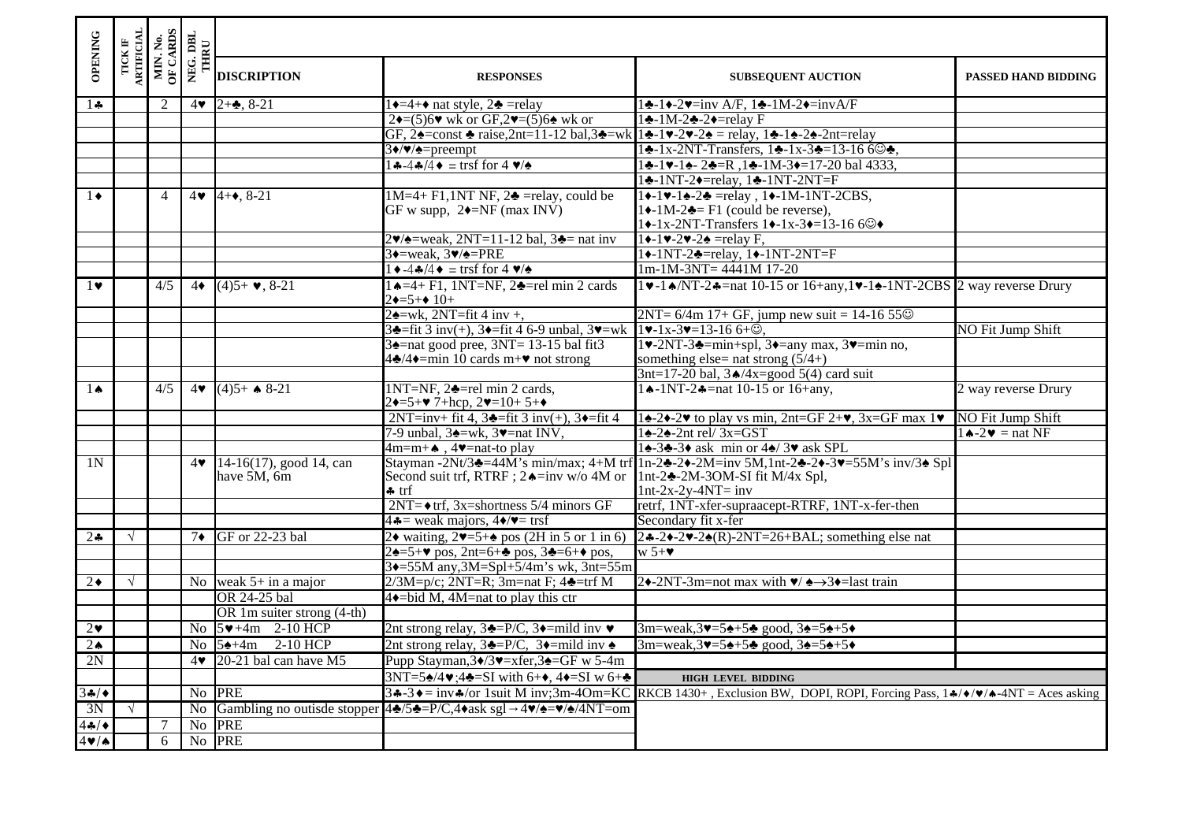| OPENING | TICK IF ARTIFICIAL | MIN. No. OF CARDS | NEG. DBL THRU | DISCRIPTION | RESPONSES | SUBSEQUENT AUCTION | PASSED HAND BIDDING |
|---|---|---|---|---|---|---|---|
| 1♣ | | 2 | 4♥ | 2+♣, 8-21 | 1♦=4+♦ nat style, 2♣ =relay | 1♣-1♦-2♥=inv A/F, 1♣-1M-2♦=invA/F | |
| | | | | | 2♦=(5)6♥ wk or GF,2♥=(5)6♠ wk or | 1♣-1M-2♣-2♦=relay F | |
| | | | | | GF, 2♠=const ♣ raise,2nt=11-12 bal,3♣=wk | 1♣-1♥-2♥-2♠ = relay, 1♣-1♠-2♠-2nt=relay | |
| | | | | | 3♦/♥/♠=preempt | 1♣-1x-2NT-Transfers, 1♣-1x-3♣=13-16 6☺♣, | |
| | | | | | 1♣-4♣/4♦ = trsf for 4 ♥/♠ | 1♣-1♥-1♠- 2♣=R ,1♣-1M-3♦=17-20 bal 4333, | |
| | | | | | | 1♣-1NT-2♦=relay, 1♣-1NT-2NT=F | |
| 1♦ | | 4 | 4♥ | 4+♦, 8-21 | 1M=4+ F1,1NT NF, 2♣ =relay, could be GF w supp, 2♦=NF (max INV) | 1♦-1♥-1♠-2♣ =relay , 1♦-1M-1NT-2CBS, 1♦-1M-2♣= F1 (could be reverse), 1♦-1x-2NT-Transfers 1♦-1x-3♦=13-16 6☺♦ | |
| | | | | | 2♥/♠=weak, 2NT=11-12 bal, 3♣= nat inv | 1♦-1♥-2♥-2♠ =relay F, | |
| | | | | | 3♦=weak, 3♥/♠=PRE | 1♦-1NT-2♣=relay, 1♦-1NT-2NT=F | |
| | | | | | 1♦-4♣/4♦ = trsf for 4 ♥/♠ | 1m-1M-3NT= 4441M 17-20 | |
| 1♥ | | 4/5 | 4♦ | (4)5+ ♥, 8-21 | 1♠=4+ F1, 1NT=NF, 2♣=rel min 2 cards 2♦=5+♦ 10+ | 1♥-1♠/NT-2♣=nat 10-15 or 16+any,1♥-1♠-1NT-2CBS | 2 way reverse Drury |
| | | | | | 2♠=wk, 2NT=fit 4 inv +, | 2NT= 6/4m 17+ GF, jump new suit = 14-16 55☺ | |
| | | | | | 3♣=fit 3 inv(+), 3♦=fit 4 6-9 unbal, 3♥=wk | 1♥-1x-3♥=13-16 6+☺, | NO Fit Jump Shift |
| | | | | | 3♠=nat good pree, 3NT= 13-15 bal fit3 4♣/4♦=min 10 cards m+♥ not strong | 1♥-2NT-3♣=min+spl, 3♦=any max, 3♥=min no, something else= nat strong (5/4+) | |
| | | | | | | 3nt=17-20 bal, 3♠/4x=good 5(4) card suit | |
| 1♠ | | 4/5 | 4♥ | (4)5+ ♠ 8-21 | 1NT=NF, 2♣=rel min 2 cards, 2♦=5+♥ 7+hcp, 2♥=10+ 5+♦ | 1♠-1NT-2♣=nat 10-15 or 16+any, | 2 way reverse Drury |
| | | | | | 2NT=inv+ fit 4, 3♣=fit 3 inv(+), 3♦=fit 4 | 1♠-2♦-2♥ to play vs min, 2nt=GF 2+♥, 3x=GF max 1♥ | NO Fit Jump Shift |
| | | | | | 7-9 unbal, 3♠=wk, 3♥=nat INV, | 1♠-2♠-2nt rel/ 3x=GST | 1♠-2♥ = nat NF |
| | | | | | 4m=m+♠ , 4♥=nat-to play | 1♠-3♣-3♦ ask min or 4♠/ 3♥ ask SPL | |
| 1N | | | 4♥ | 14-16(17), good 14, can have 5M, 6m | Stayman -2Nt/3♣=44M's min/max; 4+M trf Second suit trf, RTRF ; 2♠=inv w/o 4M or ♣ trf | 1n-2♣-2♦-2M=inv 5M,1nt-2♣-2♦-3♥=55M's inv/3♠ Spl 1nt-2♣-2M-3OM-SI fit M/4x Spl, 1nt-2x-2y-4NT= inv | |
| | | | | | 2NT=♦trf, 3x=shortness 5/4 minors GF | retrf, 1NT-xfer-supraacept-RTRF, 1NT-x-fer-then | |
| | | | | | 4♣= weak majors, 4♦/♥= trsf | Secondary fit x-fer | |
| 2♣ | √ | | 7♦ | GF or 22-23 bal | 2♦ waiting, 2♥=5+♠ pos (2H in 5 or 1 in 6) | 2♣-2♦-2♥-2♠(R)-2NT=26+BAL; something else nat | |
| | | | | | 2♠=5+♥ pos, 2nt=6+♣ pos, 3♣=6+♦ pos, | w 5+♥ | |
| | | | | | 3♦=55M any,3M=Spl+5/4m's wk, 3nt=55m | | |
| 2♦ | √ | | No | weak 5+ in a major | 2/3M=p/c; 2NT=R; 3m=nat F; 4♣=trf M | 2♦-2NT-3m=not max with ♥/ ♠→3♦=last train | |
| | | | | OR 24-25 bal | 4♦=bid M, 4M=nat to play this ctr | | |
| | | | | OR 1m suiter strong (4-th) | | | |
| 2♥ | | | No | 5♥+4m 2-10 HCP | 2nt strong relay, 3♣=P/C, 3♦=mild inv ♥ | 3m=weak,3♥=5♠+5♣ good, 3♠=5♠+5♦ | |
| 2♠ | | | No | 5♠+4m 2-10 HCP | 2nt strong relay, 3♣=P/C, 3♦=mild inv ♠ | 3m=weak,3♥=5♠+5♣ good, 3♠=5♠+5♦ | |
| 2N | | | 4♥ | 20-21 bal can have M5 | Pupp Stayman,3♦/3♥=xfer,3♠=GF w 5-4m | | |
| | | | | | 3NT=5♠/4♥;4♣=SI with 6+♦, 4♦=SI w 6+♣ | **HIGH LEVEL BIDDING** | |
| 3♣/♦ | | | No | PRE | 3♣-3♦= inv♣/or 1suit M inv;3m-4Om=KC | RKCB 1430+ , Exclusion BW, DOPI, ROPI, Forcing Pass, 1♣/♦/♥/♠-4NT = Aces asking | |
| 3N | √ | | No | Gambling no outisde stopper | 4♣/5♣=P/C,4♦ask sgl→4♥/♠=♥/♠/4NT=om | | |
| 4♣/♦ | | 7 | No | PRE | | | |
| 4♥/♠ | | 6 | No | PRE | | | |